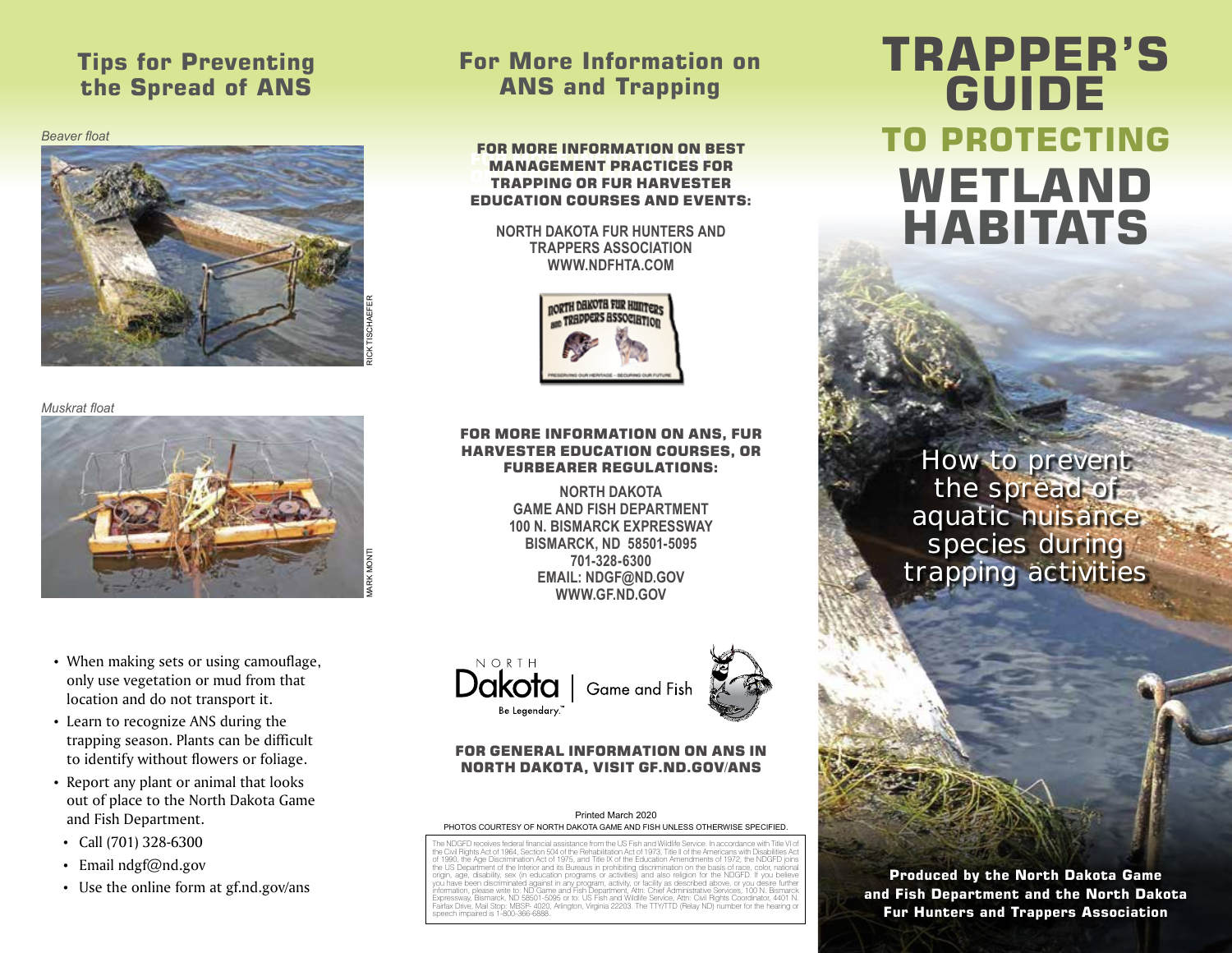## Tips for Preventing the Spread of ANS

*Beaver float*

RICK TISCHAEFER

*Muskrat float*

MARK MONTI

- When making sets or using camouflage, only use vegetation or mud from that location and do not transport it.
- Learn to recognize ANS during the trapping season. Plants can be difficult to identify without flowers or foliage.
- Report any plant or animal that looks out of place to the North Dakota Game and Fish Department.
  - Call (701) 328-6300
  - Email ndgf@nd.gov
  - Use the online form at gf.nd.gov/ans

## For More Information on ANS and Trapping

**FOR MORE INFORMATION ON BEST MANAGEMENT PRACTICES FOR TRAPPING OR FUR HARVESTER EDUCATION COURSES AND EVENTS:**

**NORTH DAKOTA FUR HUNTERS AND TRAPPERS ASSOCIATION**
**WWW.NDFHTA.COM**

**FOR MORE INFORMATION ON ANS, FUR HARVESTER EDUCATION COURSES, OR FURBEARER REGULATIONS:**

**NORTH DAKOTA GAME AND FISH DEPARTMENT**
**100 N. BISMARCK EXPRESSWAY**
**BISMARCK, ND 58501-5095**
**701-328-6300**
**EMAIL: NDGF@ND.GOV**
**WWW.GF.ND.GOV**

NORTH Dakota | Game and Fish
Be Legendary.™

**FOR GENERAL INFORMATION ON ANS IN NORTH DAKOTA, VISIT GF.ND.GOV/ANS**

Printed March 2020

PHOTOS COURTESY OF NORTH DAKOTA GAME AND FISH UNLESS OTHERWISE SPECIFIED.

The NDGFD receives federal financial assistance from the US Fish and Wildlife Service. In accordance with Title VI of the Civil Rights Act of 1964, Section 504 of the Rehabilitation Act of 1973, Title II of the Americans with Disabilities Act of 1990, the Age Discrimination Act of 1975, and Title IX of the Education Amendments of 1972, the NDGFD joins the US Department of the Interior and its Bureaus in prohibiting discrimination on the basis of race, color, national origin, age, disability, sex (in education programs or activities) and also religion for the NDGFD. If you believe you have been discriminated against in any program, activity, or facility as described above, or you desire further information, please write to: ND Game and Fish Department, Attn: Chief Administrative Services, 100 N. Bismarck Expressway, Bismarck, ND 58501-5095 or to: US Fish and Wildlife Service, Attn: Civil Rights Coordinator, 4401 N. Fairfax Drive, Mail Stop: MBSP- 4020, Arlington, Virginia 22203. The TTY/TTD (Relay ND) number for the hearing or speech impaired is 1-800-366-6888.

# TRAPPER'S GUIDE TO PROTECTING WETLAND HABITATS

How to prevent the spread of aquatic nuisance species during trapping activities

**Produced by the North Dakota Game and Fish Department and the North Dakota Fur Hunters and Trappers Association**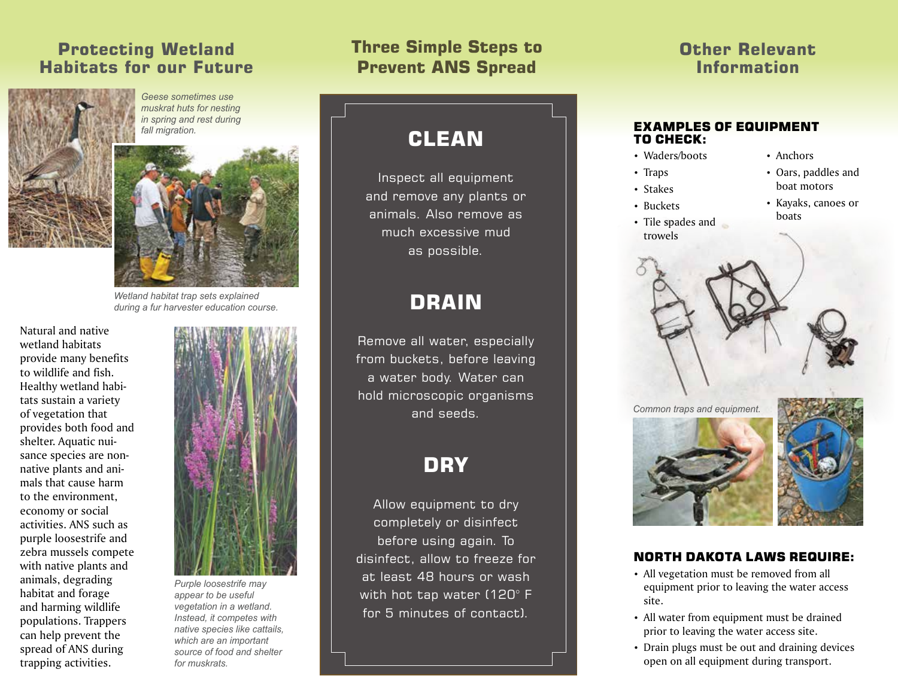## Protecting Wetland Habitats for our Future

*Geese sometimes use muskrat huts for nesting in spring and rest during fall migration.*

*Wetland habitat trap sets explained during a fur harvester education course.*

Natural and native wetland habitats provide many benefits to wildlife and fish. Healthy wetland habitats sustain a variety of vegetation that provides both food and shelter. Aquatic nuisance species are non-native plants and animals that cause harm to the environment, economy or social activities. ANS such as purple loosestrife and zebra mussels compete with native plants and animals, degrading habitat and forage and harming wildlife populations. Trappers can help prevent the spread of ANS during trapping activities.

*Purple loosestrife may appear to be useful vegetation in a wetland. Instead, it competes with native species like cattails, which are an important source of food and shelter for muskrats.*

## Three Simple Steps to Prevent ANS Spread

### CLEAN

Inspect all equipment and remove any plants or animals. Also remove as much excessive mud as possible.

### DRAIN

Remove all water, especially from buckets, before leaving a water body. Water can hold microscopic organisms and seeds.

### DRY

Allow equipment to dry completely or disinfect before using again. To disinfect, allow to freeze for at least 48 hours or wash with hot tap water (120° F for 5 minutes of contact).

## Other Relevant Information

### EXAMPLES OF EQUIPMENT TO CHECK:

- Waders/boots
- Traps
- Stakes
- Buckets
- Tile spades and trowels
- Anchors
- Oars, paddles and boat motors
- Kayaks, canoes or boats

*Common traps and equipment.*

### NORTH DAKOTA LAWS REQUIRE:

- All vegetation must be removed from all equipment prior to leaving the water access site.
- All water from equipment must be drained prior to leaving the water access site.
- Drain plugs must be out and draining devices open on all equipment during transport.